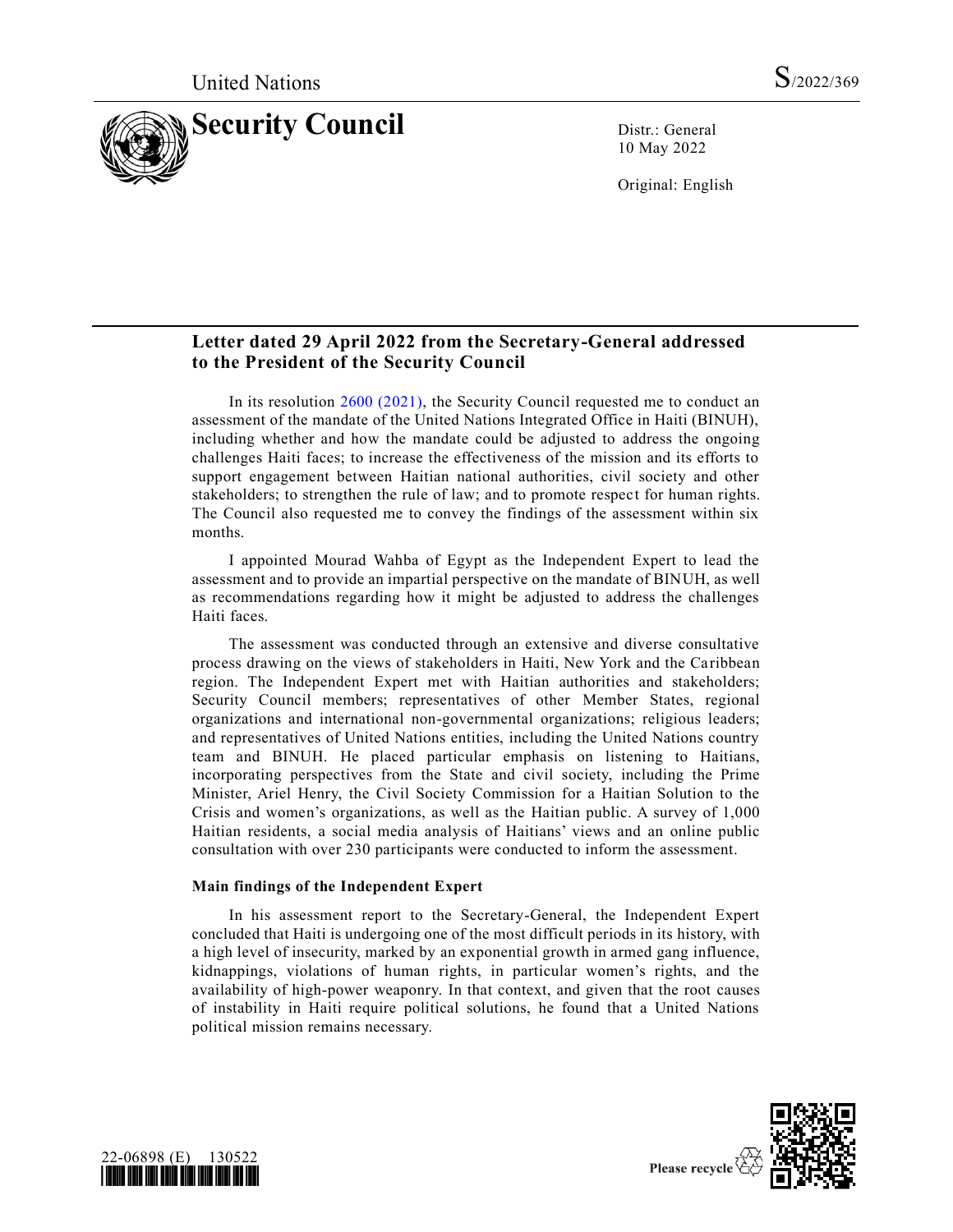United Nations S/2022/369

# Security Council

Distr.: General
10 May 2022

Original: English

## Letter dated 29 April 2022 from the Secretary-General addressed to the President of the Security Council

In its resolution 2600 (2021), the Security Council requested me to conduct an assessment of the mandate of the United Nations Integrated Office in Haiti (BINUH), including whether and how the mandate could be adjusted to address the ongoing challenges Haiti faces; to increase the effectiveness of the mission and its efforts to support engagement between Haitian national authorities, civil society and other stakeholders; to strengthen the rule of law; and to promote respect for human rights. The Council also requested me to convey the findings of the assessment within six months.

I appointed Mourad Wahba of Egypt as the Independent Expert to lead the assessment and to provide an impartial perspective on the mandate of BINUH, as well as recommendations regarding how it might be adjusted to address the challenges Haiti faces.

The assessment was conducted through an extensive and diverse consultative process drawing on the views of stakeholders in Haiti, New York and the Caribbean region. The Independent Expert met with Haitian authorities and stakeholders; Security Council members; representatives of other Member States, regional organizations and international non-governmental organizations; religious leaders; and representatives of United Nations entities, including the United Nations country team and BINUH. He placed particular emphasis on listening to Haitians, incorporating perspectives from the State and civil society, including the Prime Minister, Ariel Henry, the Civil Society Commission for a Haitian Solution to the Crisis and women's organizations, as well as the Haitian public. A survey of 1,000 Haitian residents, a social media analysis of Haitians' views and an online public consultation with over 230 participants were conducted to inform the assessment.

### Main findings of the Independent Expert

In his assessment report to the Secretary-General, the Independent Expert concluded that Haiti is undergoing one of the most difficult periods in its history, with a high level of insecurity, marked by an exponential growth in armed gang influence, kidnappings, violations of human rights, in particular women's rights, and the availability of high-power weaponry. In that context, and given that the root causes of instability in Haiti require political solutions, he found that a United Nations political mission remains necessary.

22-06898 (E) 130522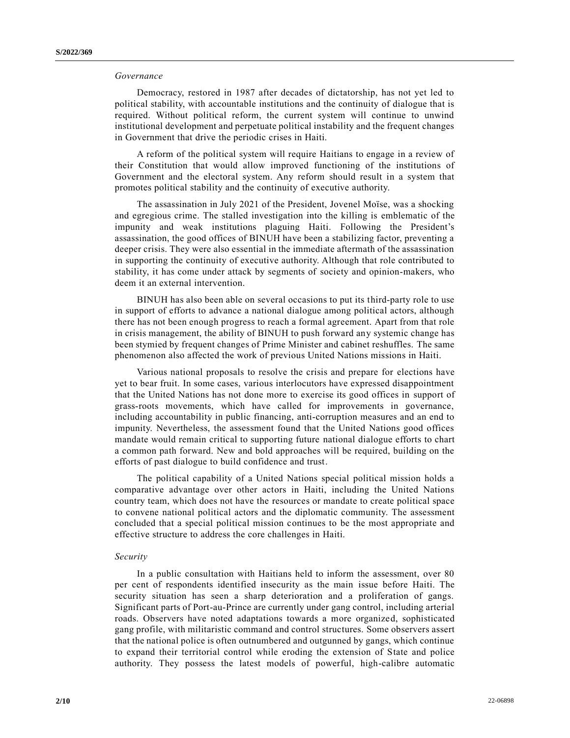*Governance*

Democracy, restored in 1987 after decades of dictatorship, has not yet led to political stability, with accountable institutions and the continuity of dialogue that is required. Without political reform, the current system will continue to unwind institutional development and perpetuate political instability and the frequent changes in Government that drive the periodic crises in Haiti.

A reform of the political system will require Haitians to engage in a review of their Constitution that would allow improved functioning of the institutions of Government and the electoral system. Any reform should result in a system that promotes political stability and the continuity of executive authority.

The assassination in July 2021 of the President, Jovenel Moïse, was a shocking and egregious crime. The stalled investigation into the killing is emblematic of the impunity and weak institutions plaguing Haiti. Following the President's assassination, the good offices of BINUH have been a stabilizing factor, preventing a deeper crisis. They were also essential in the immediate aftermath of the assassination in supporting the continuity of executive authority. Although that role contributed to stability, it has come under attack by segments of society and opinion-makers, who deem it an external intervention.

BINUH has also been able on several occasions to put its third-party role to use in support of efforts to advance a national dialogue among political actors, although there has not been enough progress to reach a formal agreement. Apart from that role in crisis management, the ability of BINUH to push forward any systemic change has been stymied by frequent changes of Prime Minister and cabinet reshuffles. The same phenomenon also affected the work of previous United Nations missions in Haiti.

Various national proposals to resolve the crisis and prepare for elections have yet to bear fruit. In some cases, various interlocutors have expressed disappointment that the United Nations has not done more to exercise its good offices in support of grass-roots movements, which have called for improvements in governance, including accountability in public financing, anti-corruption measures and an end to impunity. Nevertheless, the assessment found that the United Nations good offices mandate would remain critical to supporting future national dialogue efforts to chart a common path forward. New and bold approaches will be required, building on the efforts of past dialogue to build confidence and trust.

The political capability of a United Nations special political mission holds a comparative advantage over other actors in Haiti, including the United Nations country team, which does not have the resources or mandate to create political space to convene national political actors and the diplomatic community. The assessment concluded that a special political mission continues to be the most appropriate and effective structure to address the core challenges in Haiti.

*Security*

In a public consultation with Haitians held to inform the assessment, over 80 per cent of respondents identified insecurity as the main issue before Haiti. The security situation has seen a sharp deterioration and a proliferation of gangs. Significant parts of Port-au-Prince are currently under gang control, including arterial roads. Observers have noted adaptations towards a more organized, sophisticated gang profile, with militaristic command and control structures. Some observers assert that the national police is often outnumbered and outgunned by gangs, which continue to expand their territorial control while eroding the extension of State and police authority. They possess the latest models of powerful, high-calibre automatic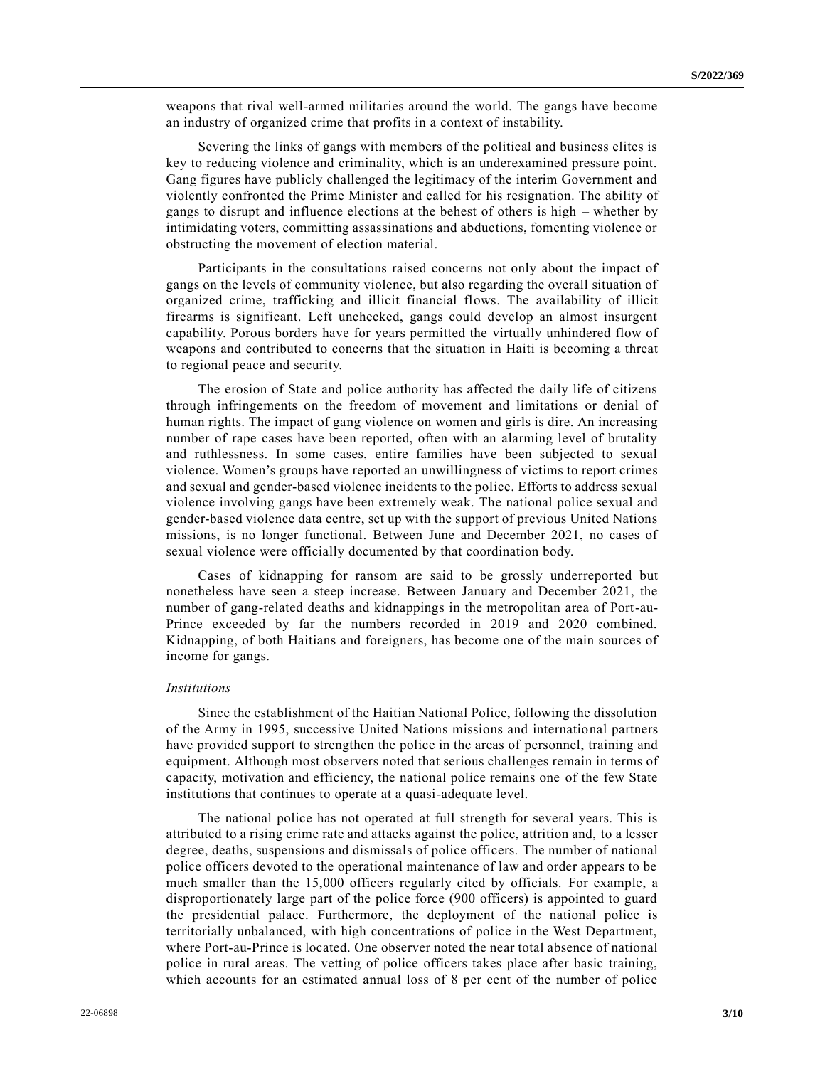weapons that rival well-armed militaries around the world. The gangs have become an industry of organized crime that profits in a context of instability.

Severing the links of gangs with members of the political and business elites is key to reducing violence and criminality, which is an underexamined pressure point. Gang figures have publicly challenged the legitimacy of the interim Government and violently confronted the Prime Minister and called for his resignation. The ability of gangs to disrupt and influence elections at the behest of others is high – whether by intimidating voters, committing assassinations and abductions, fomenting violence or obstructing the movement of election material.

Participants in the consultations raised concerns not only about the impact of gangs on the levels of community violence, but also regarding the overall situation of organized crime, trafficking and illicit financial flows. The availability of illicit firearms is significant. Left unchecked, gangs could develop an almost insurgent capability. Porous borders have for years permitted the virtually unhindered flow of weapons and contributed to concerns that the situation in Haiti is becoming a threat to regional peace and security.

The erosion of State and police authority has affected the daily life of citizens through infringements on the freedom of movement and limitations or denial of human rights. The impact of gang violence on women and girls is dire. An increasing number of rape cases have been reported, often with an alarming level of brutality and ruthlessness. In some cases, entire families have been subjected to sexual violence. Women's groups have reported an unwillingness of victims to report crimes and sexual and gender-based violence incidents to the police. Efforts to address sexual violence involving gangs have been extremely weak. The national police sexual and gender-based violence data centre, set up with the support of previous United Nations missions, is no longer functional. Between June and December 2021, no cases of sexual violence were officially documented by that coordination body.

Cases of kidnapping for ransom are said to be grossly underreported but nonetheless have seen a steep increase. Between January and December 2021, the number of gang-related deaths and kidnappings in the metropolitan area of Port-au-Prince exceeded by far the numbers recorded in 2019 and 2020 combined. Kidnapping, of both Haitians and foreigners, has become one of the main sources of income for gangs.

*Institutions*

Since the establishment of the Haitian National Police, following the dissolution of the Army in 1995, successive United Nations missions and international partners have provided support to strengthen the police in the areas of personnel, training and equipment. Although most observers noted that serious challenges remain in terms of capacity, motivation and efficiency, the national police remains one of the few State institutions that continues to operate at a quasi-adequate level.

The national police has not operated at full strength for several years. This is attributed to a rising crime rate and attacks against the police, attrition and, to a lesser degree, deaths, suspensions and dismissals of police officers. The number of national police officers devoted to the operational maintenance of law and order appears to be much smaller than the 15,000 officers regularly cited by officials. For example, a disproportionately large part of the police force (900 officers) is appointed to guard the presidential palace. Furthermore, the deployment of the national police is territorially unbalanced, with high concentrations of police in the West Department, where Port-au-Prince is located. One observer noted the near total absence of national police in rural areas. The vetting of police officers takes place after basic training, which accounts for an estimated annual loss of 8 per cent of the number of police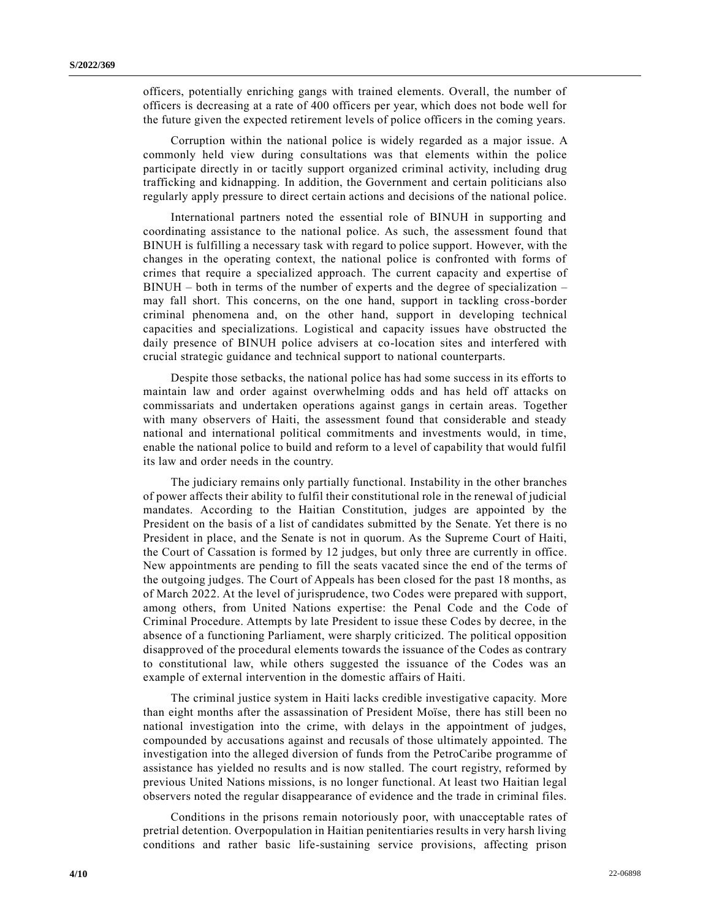officers, potentially enriching gangs with trained elements. Overall, the number of officers is decreasing at a rate of 400 officers per year, which does not bode well for the future given the expected retirement levels of police officers in the coming years.

Corruption within the national police is widely regarded as a major issue. A commonly held view during consultations was that elements within the police participate directly in or tacitly support organized criminal activity, including drug trafficking and kidnapping. In addition, the Government and certain politicians also regularly apply pressure to direct certain actions and decisions of the national police.

International partners noted the essential role of BINUH in supporting and coordinating assistance to the national police. As such, the assessment found that BINUH is fulfilling a necessary task with regard to police support. However, with the changes in the operating context, the national police is confronted with forms of crimes that require a specialized approach. The current capacity and expertise of BINUH – both in terms of the number of experts and the degree of specialization – may fall short. This concerns, on the one hand, support in tackling cross-border criminal phenomena and, on the other hand, support in developing technical capacities and specializations. Logistical and capacity issues have obstructed the daily presence of BINUH police advisers at co-location sites and interfered with crucial strategic guidance and technical support to national counterparts.

Despite those setbacks, the national police has had some success in its efforts to maintain law and order against overwhelming odds and has held off attacks on commissariats and undertaken operations against gangs in certain areas. Together with many observers of Haiti, the assessment found that considerable and steady national and international political commitments and investments would, in time, enable the national police to build and reform to a level of capability that would fulfil its law and order needs in the country.

The judiciary remains only partially functional. Instability in the other branches of power affects their ability to fulfil their constitutional role in the renewal of judicial mandates. According to the Haitian Constitution, judges are appointed by the President on the basis of a list of candidates submitted by the Senate. Yet there is no President in place, and the Senate is not in quorum. As the Supreme Court of Haiti, the Court of Cassation is formed by 12 judges, but only three are currently in office. New appointments are pending to fill the seats vacated since the end of the terms of the outgoing judges. The Court of Appeals has been closed for the past 18 months, as of March 2022. At the level of jurisprudence, two Codes were prepared with support, among others, from United Nations expertise: the Penal Code and the Code of Criminal Procedure. Attempts by late President to issue these Codes by decree, in the absence of a functioning Parliament, were sharply criticized. The political opposition disapproved of the procedural elements towards the issuance of the Codes as contrary to constitutional law, while others suggested the issuance of the Codes was an example of external intervention in the domestic affairs of Haiti.

The criminal justice system in Haiti lacks credible investigative capacity. More than eight months after the assassination of President Moïse, there has still been no national investigation into the crime, with delays in the appointment of judges, compounded by accusations against and recusals of those ultimately appointed. The investigation into the alleged diversion of funds from the PetroCaribe programme of assistance has yielded no results and is now stalled. The court registry, reformed by previous United Nations missions, is no longer functional. At least two Haitian legal observers noted the regular disappearance of evidence and the trade in criminal files.

Conditions in the prisons remain notoriously poor, with unacceptable rates of pretrial detention. Overpopulation in Haitian penitentiaries results in very harsh living conditions and rather basic life-sustaining service provisions, affecting prison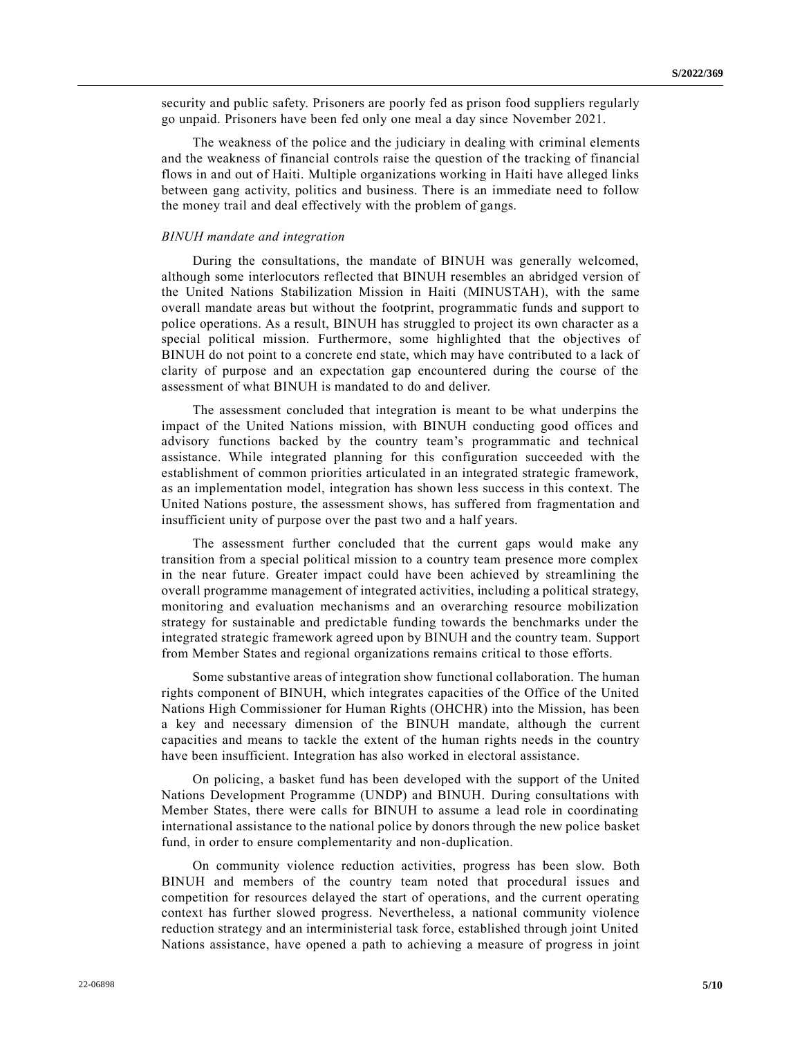security and public safety. Prisoners are poorly fed as prison food suppliers regularly go unpaid. Prisoners have been fed only one meal a day since November 2021.

The weakness of the police and the judiciary in dealing with criminal elements and the weakness of financial controls raise the question of the tracking of financial flows in and out of Haiti. Multiple organizations working in Haiti have alleged links between gang activity, politics and business. There is an immediate need to follow the money trail and deal effectively with the problem of gangs.

*BINUH mandate and integration*

During the consultations, the mandate of BINUH was generally welcomed, although some interlocutors reflected that BINUH resembles an abridged version of the United Nations Stabilization Mission in Haiti (MINUSTAH), with the same overall mandate areas but without the footprint, programmatic funds and support to police operations. As a result, BINUH has struggled to project its own character as a special political mission. Furthermore, some highlighted that the objectives of BINUH do not point to a concrete end state, which may have contributed to a lack of clarity of purpose and an expectation gap encountered during the course of the assessment of what BINUH is mandated to do and deliver.

The assessment concluded that integration is meant to be what underpins the impact of the United Nations mission, with BINUH conducting good offices and advisory functions backed by the country team's programmatic and technical assistance. While integrated planning for this configuration succeeded with the establishment of common priorities articulated in an integrated strategic framework, as an implementation model, integration has shown less success in this context. The United Nations posture, the assessment shows, has suffered from fragmentation and insufficient unity of purpose over the past two and a half years.

The assessment further concluded that the current gaps would make any transition from a special political mission to a country team presence more complex in the near future. Greater impact could have been achieved by streamlining the overall programme management of integrated activities, including a political strategy, monitoring and evaluation mechanisms and an overarching resource mobilization strategy for sustainable and predictable funding towards the benchmarks under the integrated strategic framework agreed upon by BINUH and the country team. Support from Member States and regional organizations remains critical to those efforts.

Some substantive areas of integration show functional collaboration. The human rights component of BINUH, which integrates capacities of the Office of the United Nations High Commissioner for Human Rights (OHCHR) into the Mission, has been a key and necessary dimension of the BINUH mandate, although the current capacities and means to tackle the extent of the human rights needs in the country have been insufficient. Integration has also worked in electoral assistance.

On policing, a basket fund has been developed with the support of the United Nations Development Programme (UNDP) and BINUH. During consultations with Member States, there were calls for BINUH to assume a lead role in coordinating international assistance to the national police by donors through the new police basket fund, in order to ensure complementarity and non-duplication.

On community violence reduction activities, progress has been slow. Both BINUH and members of the country team noted that procedural issues and competition for resources delayed the start of operations, and the current operating context has further slowed progress. Nevertheless, a national community violence reduction strategy and an interministerial task force, established through joint United Nations assistance, have opened a path to achieving a measure of progress in joint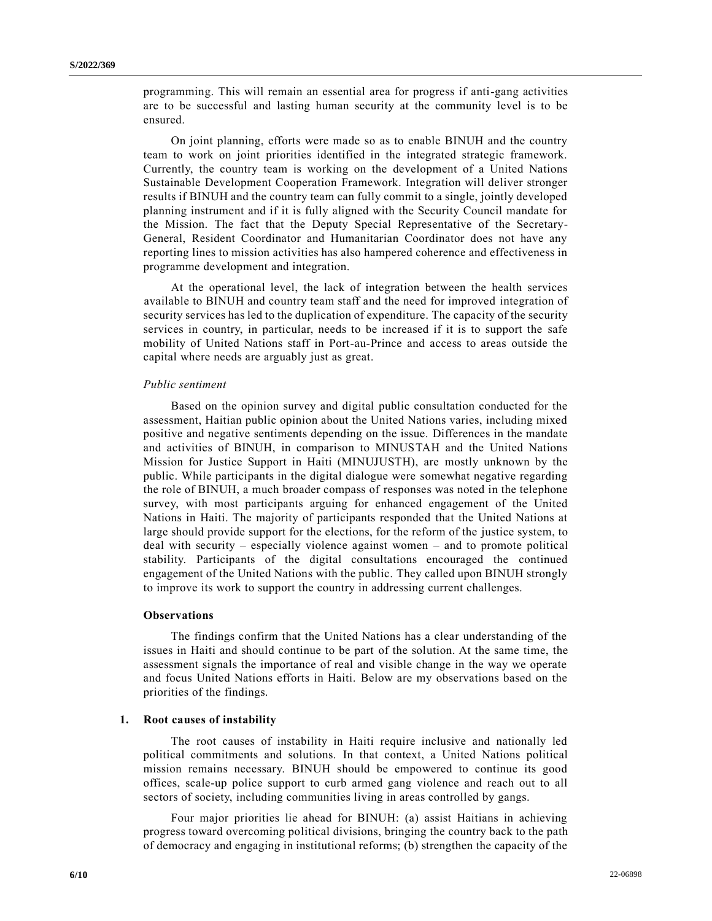programming. This will remain an essential area for progress if anti-gang activities are to be successful and lasting human security at the community level is to be ensured.

On joint planning, efforts were made so as to enable BINUH and the country team to work on joint priorities identified in the integrated strategic framework. Currently, the country team is working on the development of a United Nations Sustainable Development Cooperation Framework. Integration will deliver stronger results if BINUH and the country team can fully commit to a single, jointly developed planning instrument and if it is fully aligned with the Security Council mandate for the Mission. The fact that the Deputy Special Representative of the Secretary-General, Resident Coordinator and Humanitarian Coordinator does not have any reporting lines to mission activities has also hampered coherence and effectiveness in programme development and integration.

At the operational level, the lack of integration between the health services available to BINUH and country team staff and the need for improved integration of security services has led to the duplication of expenditure. The capacity of the security services in country, in particular, needs to be increased if it is to support the safe mobility of United Nations staff in Port-au-Prince and access to areas outside the capital where needs are arguably just as great.

*Public sentiment*

Based on the opinion survey and digital public consultation conducted for the assessment, Haitian public opinion about the United Nations varies, including mixed positive and negative sentiments depending on the issue. Differences in the mandate and activities of BINUH, in comparison to MINUSTAH and the United Nations Mission for Justice Support in Haiti (MINUJUSTH), are mostly unknown by the public. While participants in the digital dialogue were somewhat negative regarding the role of BINUH, a much broader compass of responses was noted in the telephone survey, with most participants arguing for enhanced engagement of the United Nations in Haiti. The majority of participants responded that the United Nations at large should provide support for the elections, for the reform of the justice system, to deal with security – especially violence against women – and to promote political stability. Participants of the digital consultations encouraged the continued engagement of the United Nations with the public. They called upon BINUH strongly to improve its work to support the country in addressing current challenges.

## Observations

The findings confirm that the United Nations has a clear understanding of the issues in Haiti and should continue to be part of the solution. At the same time, the assessment signals the importance of real and visible change in the way we operate and focus United Nations efforts in Haiti. Below are my observations based on the priorities of the findings.

### 1. Root causes of instability

The root causes of instability in Haiti require inclusive and nationally led political commitments and solutions. In that context, a United Nations political mission remains necessary. BINUH should be empowered to continue its good offices, scale-up police support to curb armed gang violence and reach out to all sectors of society, including communities living in areas controlled by gangs.

Four major priorities lie ahead for BINUH: (a) assist Haitians in achieving progress toward overcoming political divisions, bringing the country back to the path of democracy and engaging in institutional reforms; (b) strengthen the capacity of the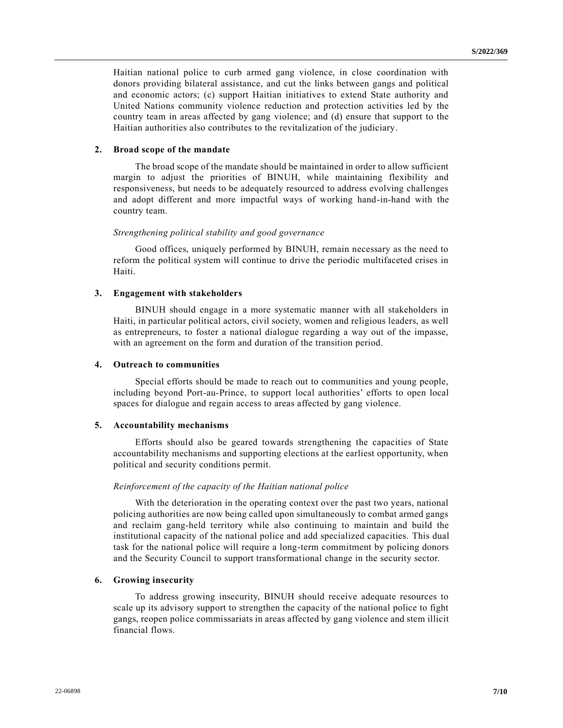Haitian national police to curb armed gang violence, in close coordination with donors providing bilateral assistance, and cut the links between gangs and political and economic actors; (c) support Haitian initiatives to extend State authority and United Nations community violence reduction and protection activities led by the country team in areas affected by gang violence; and (d) ensure that support to the Haitian authorities also contributes to the revitalization of the judiciary.

**2. Broad scope of the mandate**

The broad scope of the mandate should be maintained in order to allow sufficient margin to adjust the priorities of BINUH, while maintaining flexibility and responsiveness, but needs to be adequately resourced to address evolving challenges and adopt different and more impactful ways of working hand-in-hand with the country team.

*Strengthening political stability and good governance*

Good offices, uniquely performed by BINUH, remain necessary as the need to reform the political system will continue to drive the periodic multifaceted crises in Haiti.

**3. Engagement with stakeholders**

BINUH should engage in a more systematic manner with all stakeholders in Haiti, in particular political actors, civil society, women and religious leaders, as well as entrepreneurs, to foster a national dialogue regarding a way out of the impasse, with an agreement on the form and duration of the transition period.

**4. Outreach to communities**

Special efforts should be made to reach out to communities and young people, including beyond Port-au-Prince, to support local authorities' efforts to open local spaces for dialogue and regain access to areas affected by gang violence.

**5. Accountability mechanisms**

Efforts should also be geared towards strengthening the capacities of State accountability mechanisms and supporting elections at the earliest opportunity, when political and security conditions permit.

*Reinforcement of the capacity of the Haitian national police*

With the deterioration in the operating context over the past two years, national policing authorities are now being called upon simultaneously to combat armed gangs and reclaim gang-held territory while also continuing to maintain and build the institutional capacity of the national police and add specialized capacities. This dual task for the national police will require a long-term commitment by policing donors and the Security Council to support transformational change in the security sector.

**6. Growing insecurity**

To address growing insecurity, BINUH should receive adequate resources to scale up its advisory support to strengthen the capacity of the national police to fight gangs, reopen police commissariats in areas affected by gang violence and stem illicit financial flows.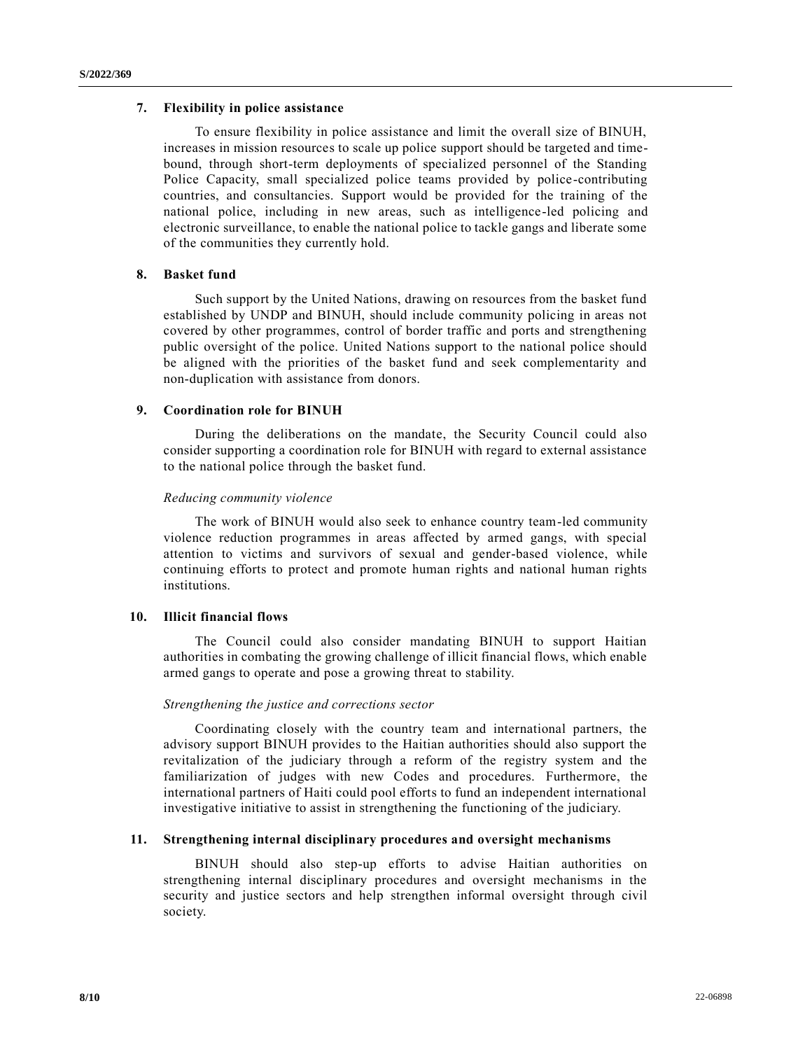### 7. Flexibility in police assistance

To ensure flexibility in police assistance and limit the overall size of BINUH, increases in mission resources to scale up police support should be targeted and time-bound, through short-term deployments of specialized personnel of the Standing Police Capacity, small specialized police teams provided by police-contributing countries, and consultancies. Support would be provided for the training of the national police, including in new areas, such as intelligence-led policing and electronic surveillance, to enable the national police to tackle gangs and liberate some of the communities they currently hold.

### 8. Basket fund

Such support by the United Nations, drawing on resources from the basket fund established by UNDP and BINUH, should include community policing in areas not covered by other programmes, control of border traffic and ports and strengthening public oversight of the police. United Nations support to the national police should be aligned with the priorities of the basket fund and seek complementarity and non-duplication with assistance from donors.

### 9. Coordination role for BINUH

During the deliberations on the mandate, the Security Council could also consider supporting a coordination role for BINUH with regard to external assistance to the national police through the basket fund.

*Reducing community violence*

The work of BINUH would also seek to enhance country team-led community violence reduction programmes in areas affected by armed gangs, with special attention to victims and survivors of sexual and gender-based violence, while continuing efforts to protect and promote human rights and national human rights institutions.

### 10. Illicit financial flows

The Council could also consider mandating BINUH to support Haitian authorities in combating the growing challenge of illicit financial flows, which enable armed gangs to operate and pose a growing threat to stability.

*Strengthening the justice and corrections sector*

Coordinating closely with the country team and international partners, the advisory support BINUH provides to the Haitian authorities should also support the revitalization of the judiciary through a reform of the registry system and the familiarization of judges with new Codes and procedures. Furthermore, the international partners of Haiti could pool efforts to fund an independent international investigative initiative to assist in strengthening the functioning of the judiciary.

### 11. Strengthening internal disciplinary procedures and oversight mechanisms

BINUH should also step-up efforts to advise Haitian authorities on strengthening internal disciplinary procedures and oversight mechanisms in the security and justice sectors and help strengthen informal oversight through civil society.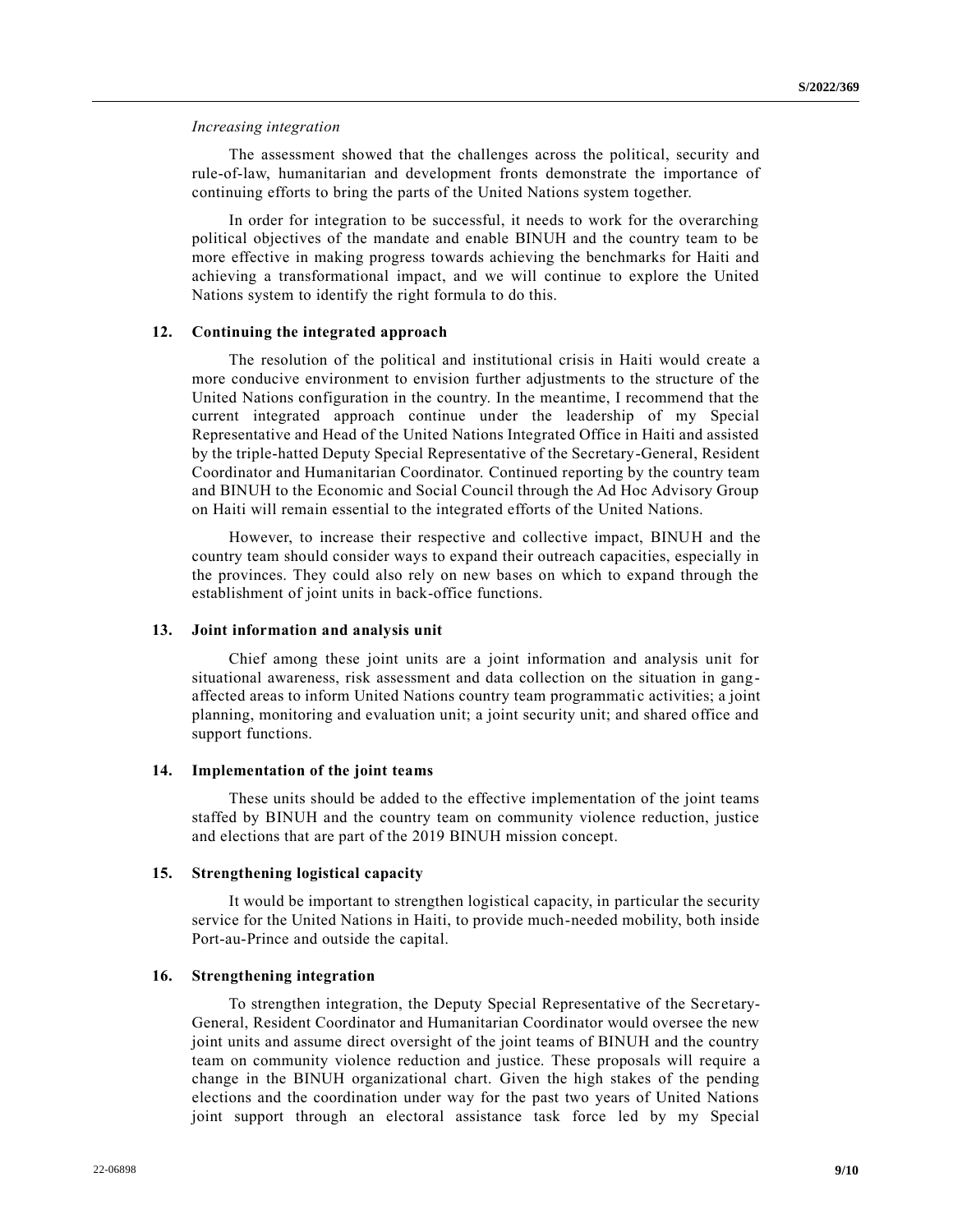*Increasing integration*

The assessment showed that the challenges across the political, security and rule-of-law, humanitarian and development fronts demonstrate the importance of continuing efforts to bring the parts of the United Nations system together.

In order for integration to be successful, it needs to work for the overarching political objectives of the mandate and enable BINUH and the country team to be more effective in making progress towards achieving the benchmarks for Haiti and achieving a transformational impact, and we will continue to explore the United Nations system to identify the right formula to do this.

### 12. Continuing the integrated approach

The resolution of the political and institutional crisis in Haiti would create a more conducive environment to envision further adjustments to the structure of the United Nations configuration in the country. In the meantime, I recommend that the current integrated approach continue under the leadership of my Special Representative and Head of the United Nations Integrated Office in Haiti and assisted by the triple-hatted Deputy Special Representative of the Secretary-General, Resident Coordinator and Humanitarian Coordinator. Continued reporting by the country team and BINUH to the Economic and Social Council through the Ad Hoc Advisory Group on Haiti will remain essential to the integrated efforts of the United Nations.

However, to increase their respective and collective impact, BINUH and the country team should consider ways to expand their outreach capacities, especially in the provinces. They could also rely on new bases on which to expand through the establishment of joint units in back-office functions.

### 13. Joint information and analysis unit

Chief among these joint units are a joint information and analysis unit for situational awareness, risk assessment and data collection on the situation in gang-affected areas to inform United Nations country team programmatic activities; a joint planning, monitoring and evaluation unit; a joint security unit; and shared office and support functions.

### 14. Implementation of the joint teams

These units should be added to the effective implementation of the joint teams staffed by BINUH and the country team on community violence reduction, justice and elections that are part of the 2019 BINUH mission concept.

### 15. Strengthening logistical capacity

It would be important to strengthen logistical capacity, in particular the security service for the United Nations in Haiti, to provide much-needed mobility, both inside Port-au-Prince and outside the capital.

### 16. Strengthening integration

To strengthen integration, the Deputy Special Representative of the Secretary-General, Resident Coordinator and Humanitarian Coordinator would oversee the new joint units and assume direct oversight of the joint teams of BINUH and the country team on community violence reduction and justice. These proposals will require a change in the BINUH organizational chart. Given the high stakes of the pending elections and the coordination under way for the past two years of United Nations joint support through an electoral assistance task force led by my Special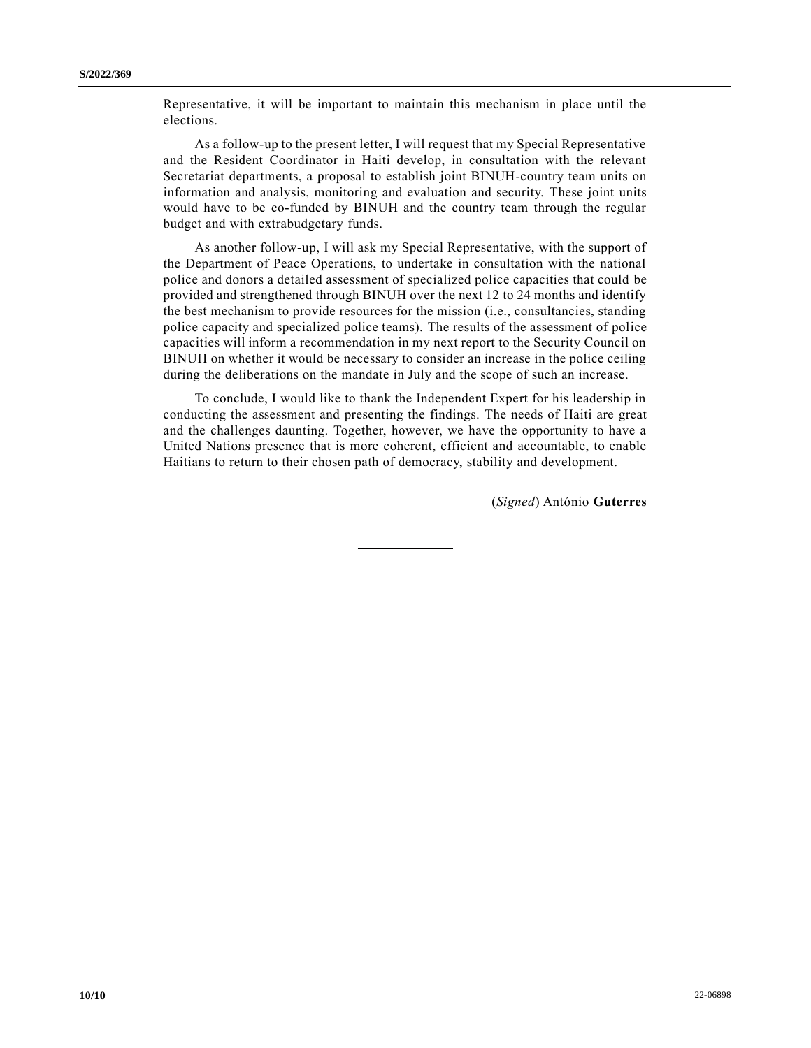Representative, it will be important to maintain this mechanism in place until the elections.

As a follow-up to the present letter, I will request that my Special Representative and the Resident Coordinator in Haiti develop, in consultation with the relevant Secretariat departments, a proposal to establish joint BINUH-country team units on information and analysis, monitoring and evaluation and security. These joint units would have to be co-funded by BINUH and the country team through the regular budget and with extrabudgetary funds.

As another follow-up, I will ask my Special Representative, with the support of the Department of Peace Operations, to undertake in consultation with the national police and donors a detailed assessment of specialized police capacities that could be provided and strengthened through BINUH over the next 12 to 24 months and identify the best mechanism to provide resources for the mission (i.e., consultancies, standing police capacity and specialized police teams). The results of the assessment of police capacities will inform a recommendation in my next report to the Security Council on BINUH on whether it would be necessary to consider an increase in the police ceiling during the deliberations on the mandate in July and the scope of such an increase.

To conclude, I would like to thank the Independent Expert for his leadership in conducting the assessment and presenting the findings. The needs of Haiti are great and the challenges daunting. Together, however, we have the opportunity to have a United Nations presence that is more coherent, efficient and accountable, to enable Haitians to return to their chosen path of democracy, stability and development.

(*Signed*) António **Guterres**